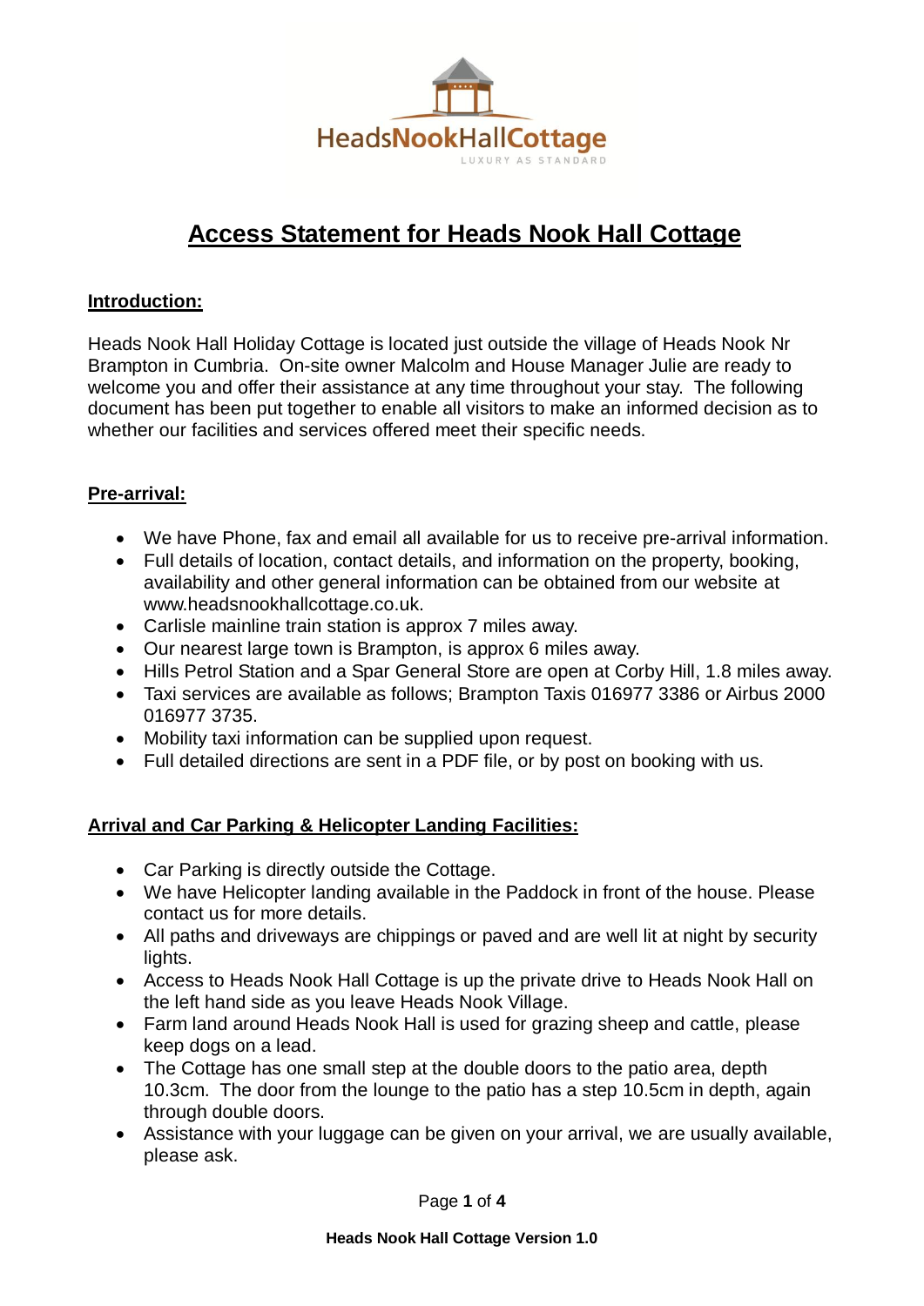# Access Statement for Heads Nook Hall Cottage

## Introduction:

Heads Nook Hall Holiday Cottage is located just outside the village of Heads Nook Nr Brampton in Cumbria. On-site owner Malcolm and House Manager Julie are ready to welcome you and offer their assistance at any time throughout your stay. The following document has been put together to enable all visitors to make an informed decision as to whether our facilities and services offered meet their specific needs.

## Pre-arrival:

- We have Phone, fax and email all available for us to receive pre-arrival information.
- Full details of location, contact details, and information on the property, booking, availability and other general information can be obtained from our website at www.headsnookhallcottage.co.uk.
- Carlisle mainline train station is approx 7 miles away.
- Our nearest large town is Brampton, is approx 6 miles away.
- Hills Petrol Station and a Spar General Store are open at Corby Hill, 1.8 miles away.
- Taxi services are available as follows; Brampton Taxis 016977 3386 or Airbus 2000 016977 3735.
- Mobility taxi information can be supplied upon request.
- Full detailed directions are sent in a PDF file, or by post on booking with us.

## Arrival and Car Parking & Helicopter Landing Facilities:

- Car Parking is directly outside the Cottage.
- We have Helicopter landing available in the Paddock in front of the house. Please contact us for more details.
- All paths and driveways are chippings or paved and are well lit at night by security lights.
- Access to Heads Nook Hall Cottage is up the private drive to Heads Nook Hall on the left hand side as you leave Heads Nook Village.
- Farm land around Heads Nook Hall is used for grazing sheep and cattle, please keep dogs on a lead.
- The Cottage has one small step at the double doors to the patio area, depth 10.3cm. The door from the lounge to the patio has a step 10.5cm in depth, again through double doors.
- Assistance with your luggage can be given on your arrival, we are usually available, please ask.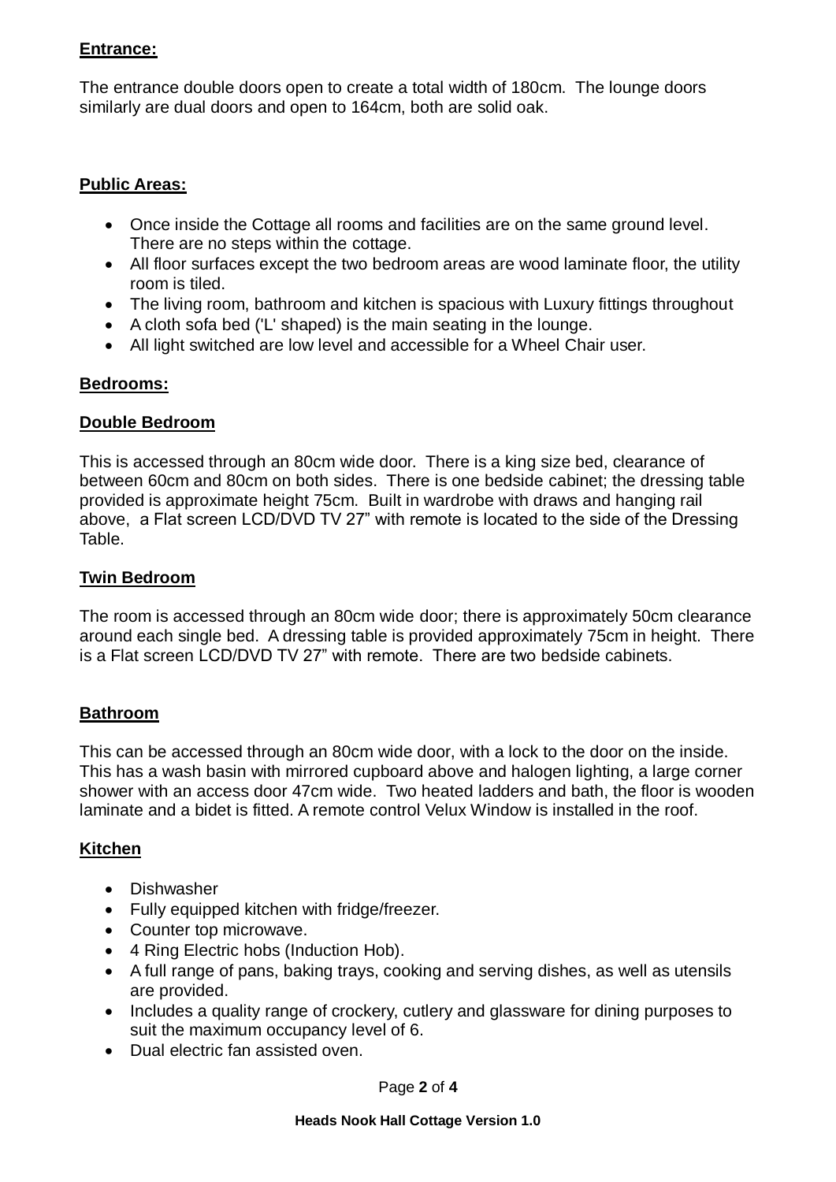## Entrance:

The entrance double doors open to create a total width of 180cm. The lounge doors similarly are dual doors and open to 164cm, both are solid oak.

## Public Areas:

- Once inside the Cottage all rooms and facilities are on the same ground level. There are no steps within the cottage.
- All floor surfaces except the two bedroom areas are wood laminate floor, the utility room is tiled.
- The living room, bathroom and kitchen is spacious with Luxury fittings throughout
- A cloth sofa bed ('L' shaped) is the main seating in the lounge.
- All light switched are low level and accessible for a Wheel Chair user.

## Bedrooms:

### Double Bedroom

This is accessed through an 80cm wide door. There is a king size bed, clearance of between 60cm and 80cm on both sides. There is one bedside cabinet; the dressing table provided is approximate height 75cm. Built in wardrobe with draws and hanging rail above, a Flat screen LCD/DVD TV 27" with remote is located to the side of the Dressing Table.

### Twin Bedroom

The room is accessed through an 80cm wide door; there is approximately 50cm clearance around each single bed. A dressing table is provided approximately 75cm in height. There is a Flat screen LCD/DVD TV 27" with remote. There are two bedside cabinets.

### Bathroom

This can be accessed through an 80cm wide door, with a lock to the door on the inside. This has a wash basin with mirrored cupboard above and halogen lighting, a large corner shower with an access door 47cm wide. Two heated ladders and bath, the floor is wooden laminate and a bidet is fitted. A remote control Velux Window is installed in the roof.

### Kitchen

- Dishwasher
- Fully equipped kitchen with fridge/freezer.
- Counter top microwave.
- 4 Ring Electric hobs (Induction Hob).
- A full range of pans, baking trays, cooking and serving dishes, as well as utensils are provided.
- Includes a quality range of crockery, cutlery and glassware for dining purposes to suit the maximum occupancy level of 6.
- Dual electric fan assisted oven.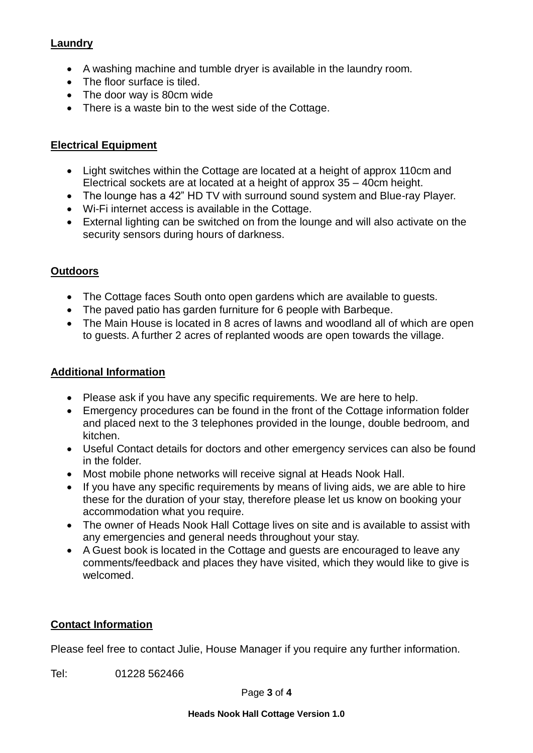## Laundry

- A washing machine and tumble dryer is available in the laundry room.
- The floor surface is tiled.
- The door way is 80cm wide
- There is a waste bin to the west side of the Cottage.

## Electrical Equipment

- Light switches within the Cottage are located at a height of approx 110cm and Electrical sockets are at located at a height of approx 35 – 40cm height.
- The lounge has a 42" HD TV with surround sound system and Blue-ray Player.
- Wi-Fi internet access is available in the Cottage.
- External lighting can be switched on from the lounge and will also activate on the security sensors during hours of darkness.

## Outdoors

- The Cottage faces South onto open gardens which are available to guests.
- The paved patio has garden furniture for 6 people with Barbeque.
- The Main House is located in 8 acres of lawns and woodland all of which are open to guests. A further 2 acres of replanted woods are open towards the village.

## Additional Information

- Please ask if you have any specific requirements. We are here to help.
- Emergency procedures can be found in the front of the Cottage information folder and placed next to the 3 telephones provided in the lounge, double bedroom, and kitchen.
- Useful Contact details for doctors and other emergency services can also be found in the folder.
- Most mobile phone networks will receive signal at Heads Nook Hall.
- If you have any specific requirements by means of living aids, we are able to hire these for the duration of your stay, therefore please let us know on booking your accommodation what you require.
- The owner of Heads Nook Hall Cottage lives on site and is available to assist with any emergencies and general needs throughout your stay.
- A Guest book is located in the Cottage and guests are encouraged to leave any comments/feedback and places they have visited, which they would like to give is welcomed.

## Contact Information

Please feel free to contact Julie, House Manager if you require any further information.

Tel: 01228 562466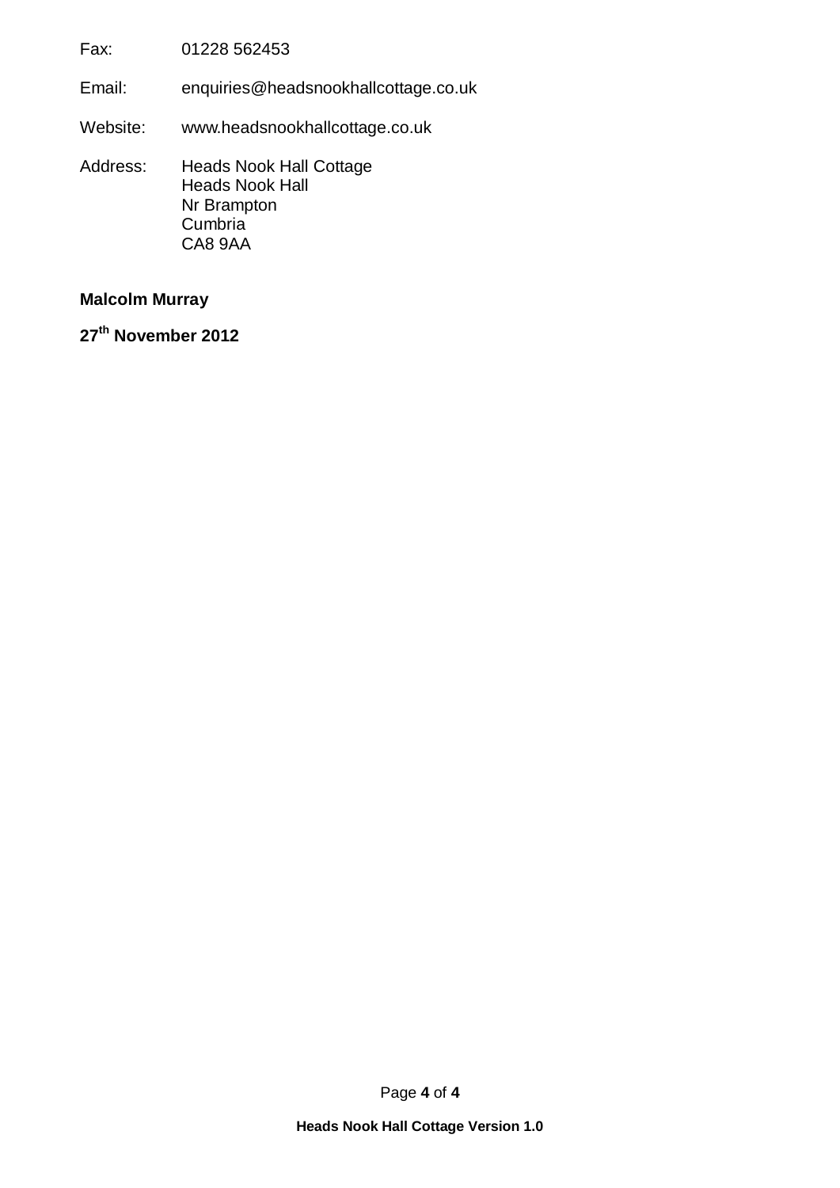Fax: 01228 562453

Email: enquiries@headsnookhallcottage.co.uk

Website: www.headsnookhallcottage.co.uk

Address: Heads Nook Hall Cottage
Heads Nook Hall
Nr Brampton
Cumbria
CA8 9AA

**Malcolm Murray**

**27th November 2012**